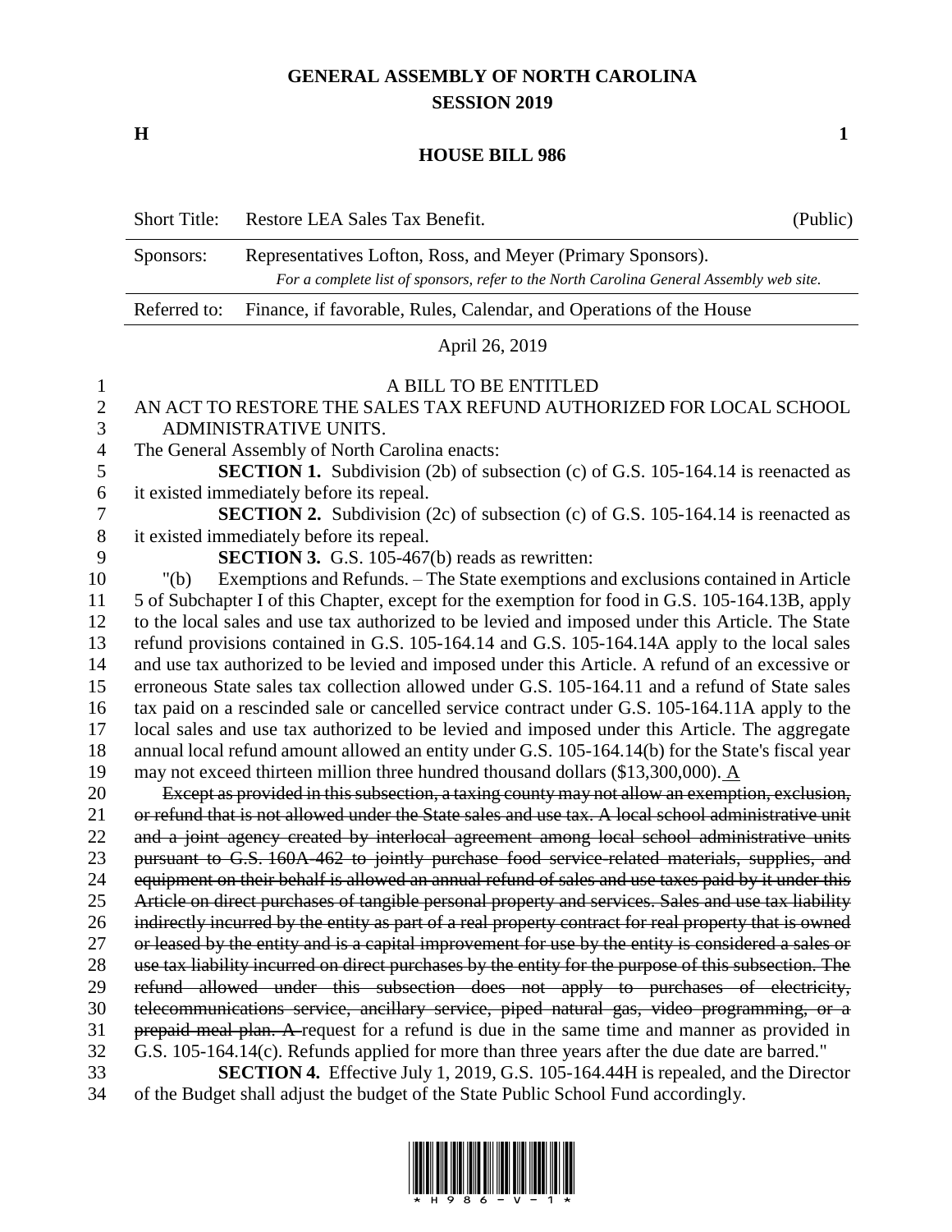# GENERAL ASSEMBLY OF NORTH CAROLINA
## SESSION 2019

**H** **1**

## HOUSE BILL 986

| Short Title: | Restore LEA Sales Tax Benefit. | (Public) |
|---|---|---|
| Sponsors: | Representatives Lofton, Ross, and Meyer (Primary Sponsors). *For a complete list of sponsors, refer to the North Carolina General Assembly web site.* | |
| Referred to: | Finance, if favorable, Rules, Calendar, and Operations of the House | |

April 26, 2019

A BILL TO BE ENTITLED

AN ACT TO RESTORE THE SALES TAX REFUND AUTHORIZED FOR LOCAL SCHOOL ADMINISTRATIVE UNITS.

The General Assembly of North Carolina enacts:

**SECTION 1.** Subdivision (2b) of subsection (c) of G.S. 105-164.14 is reenacted as it existed immediately before its repeal.

**SECTION 2.** Subdivision (2c) of subsection (c) of G.S. 105-164.14 is reenacted as it existed immediately before its repeal.

**SECTION 3.** G.S. 105-467(b) reads as rewritten:

"(b) Exemptions and Refunds. – The State exemptions and exclusions contained in Article 5 of Subchapter I of this Chapter, except for the exemption for food in G.S. 105-164.13B, apply to the local sales and use tax authorized to be levied and imposed under this Article. The State refund provisions contained in G.S. 105-164.14 and G.S. 105-164.14A apply to the local sales and use tax authorized to be levied and imposed under this Article. A refund of an excessive or erroneous State sales tax collection allowed under G.S. 105-164.11 and a refund of State sales tax paid on a rescinded sale or cancelled service contract under G.S. 105-164.11A apply to the local sales and use tax authorized to be levied and imposed under this Article. The aggregate annual local refund amount allowed an entity under G.S. 105-164.14(b) for the State's fiscal year may not exceed thirteen million three hundred thousand dollars ($13,300,000). <u>A</u> ~~Except as provided in this subsection, a taxing county may not allow an exemption, exclusion, or refund that is not allowed under the State sales and use tax. A local school administrative unit and a joint agency created by interlocal agreement among local school administrative units pursuant to G.S. 160A-462 to jointly purchase food service-related materials, supplies, and equipment on their behalf is allowed an annual refund of sales and use taxes paid by it under this Article on direct purchases of tangible personal property and services. Sales and use tax liability indirectly incurred by the entity as part of a real property contract for real property that is owned or leased by the entity and is a capital improvement for use by the entity is considered a sales or use tax liability incurred on direct purchases by the entity for the purpose of this subsection. The refund allowed under this subsection does not apply to purchases of electricity, telecommunications service, ancillary service, piped natural gas, video programming, or a prepaid meal plan. A~~ request for a refund is due in the same time and manner as provided in G.S. 105-164.14(c). Refunds applied for more than three years after the due date are barred."

**SECTION 4.** Effective July 1, 2019, G.S. 105-164.44H is repealed, and the Director of the Budget shall adjust the budget of the State Public School Fund accordingly.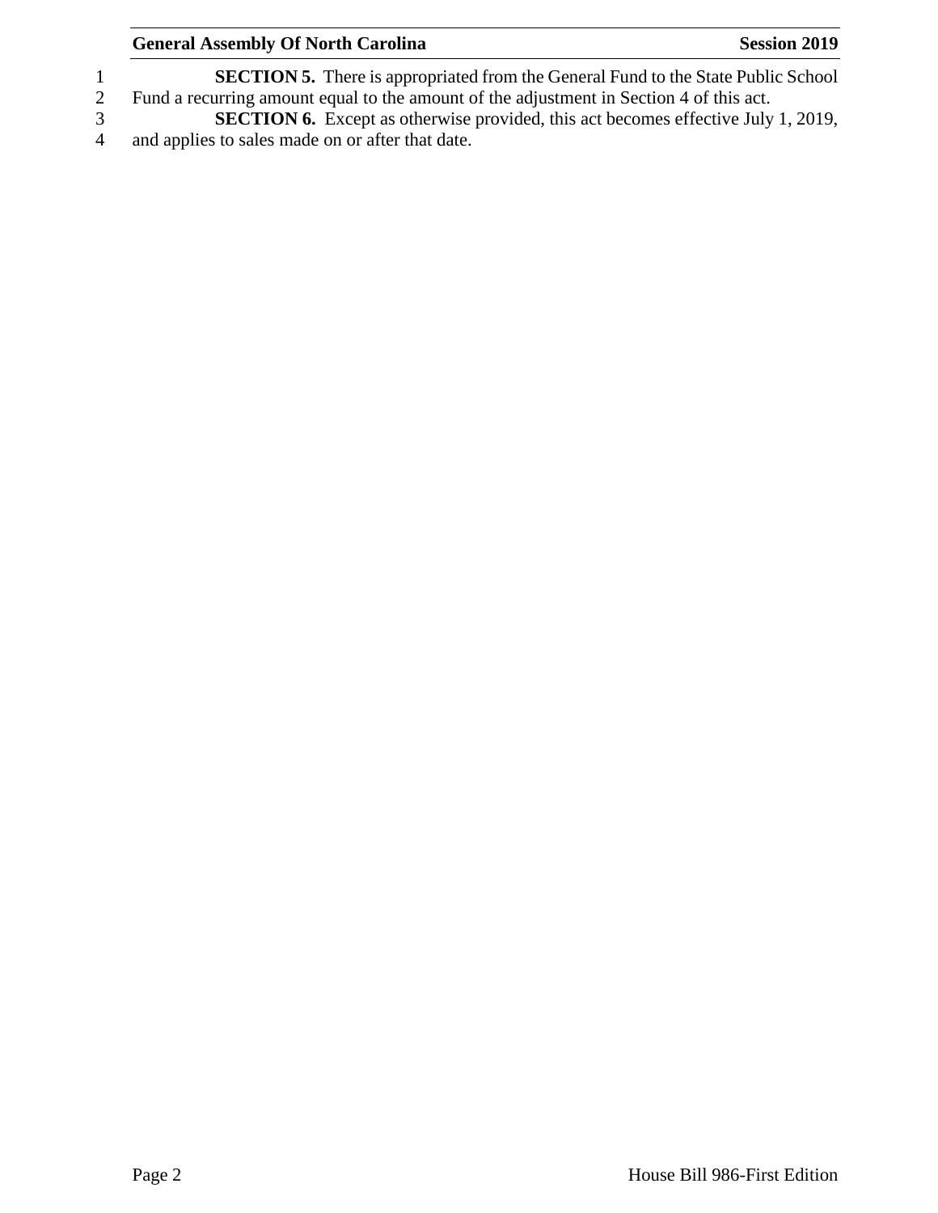**SECTION 5.** There is appropriated from the General Fund to the State Public School Fund a recurring amount equal to the amount of the adjustment in Section 4 of this act.

**SECTION 6.** Except as otherwise provided, this act becomes effective July 1, 2019, and applies to sales made on or after that date.